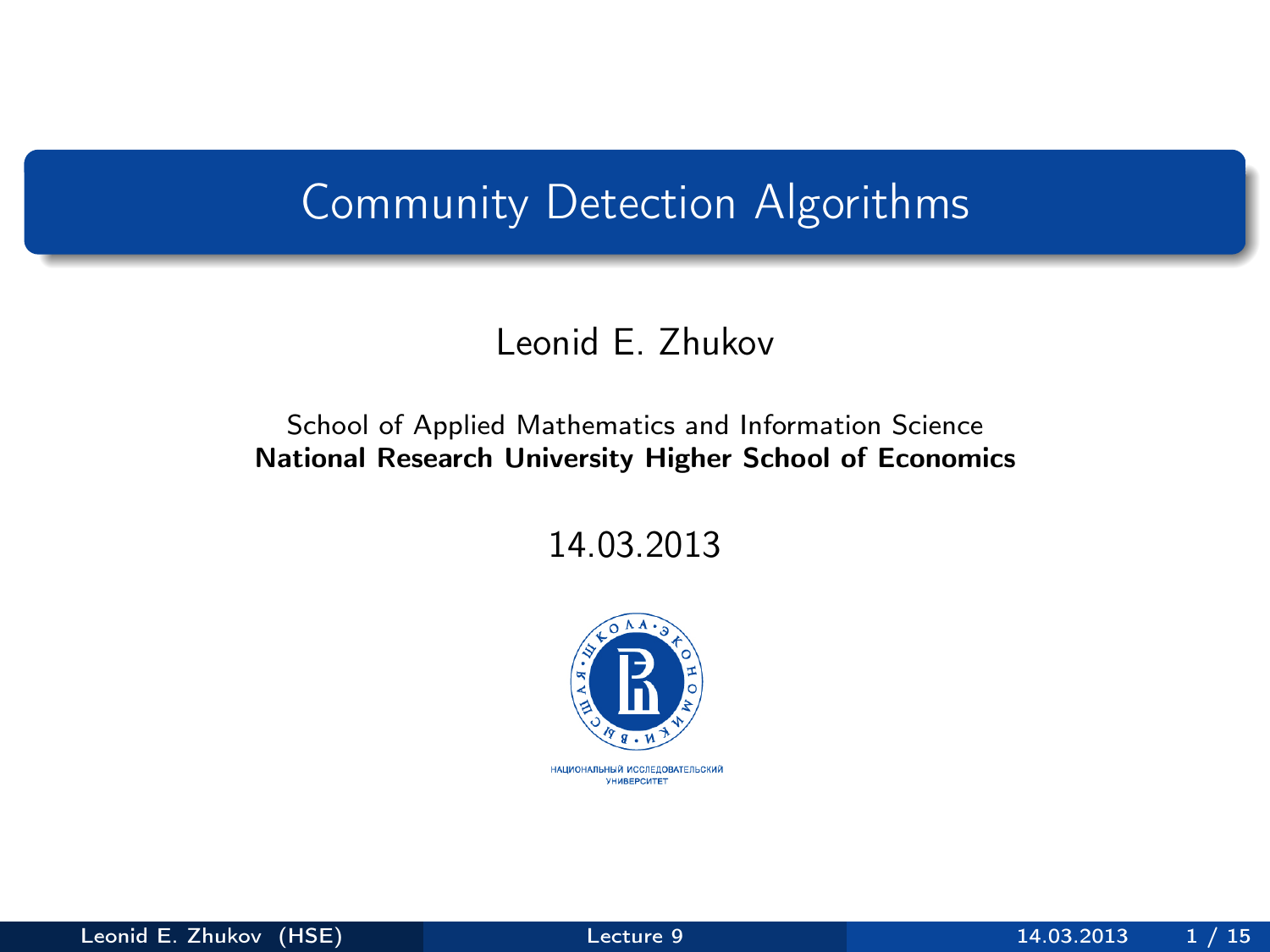# Community Detection Algorithms

Leonid E. Zhukov

School of Applied Mathematics and Information Science
**National Research University Higher School of Economics**

14.03.2013

НАЦИОНАЛЬНЫЙ ИССЛЕДОВАТЕЛЬСКИЙ УНИВЕРСИТЕТ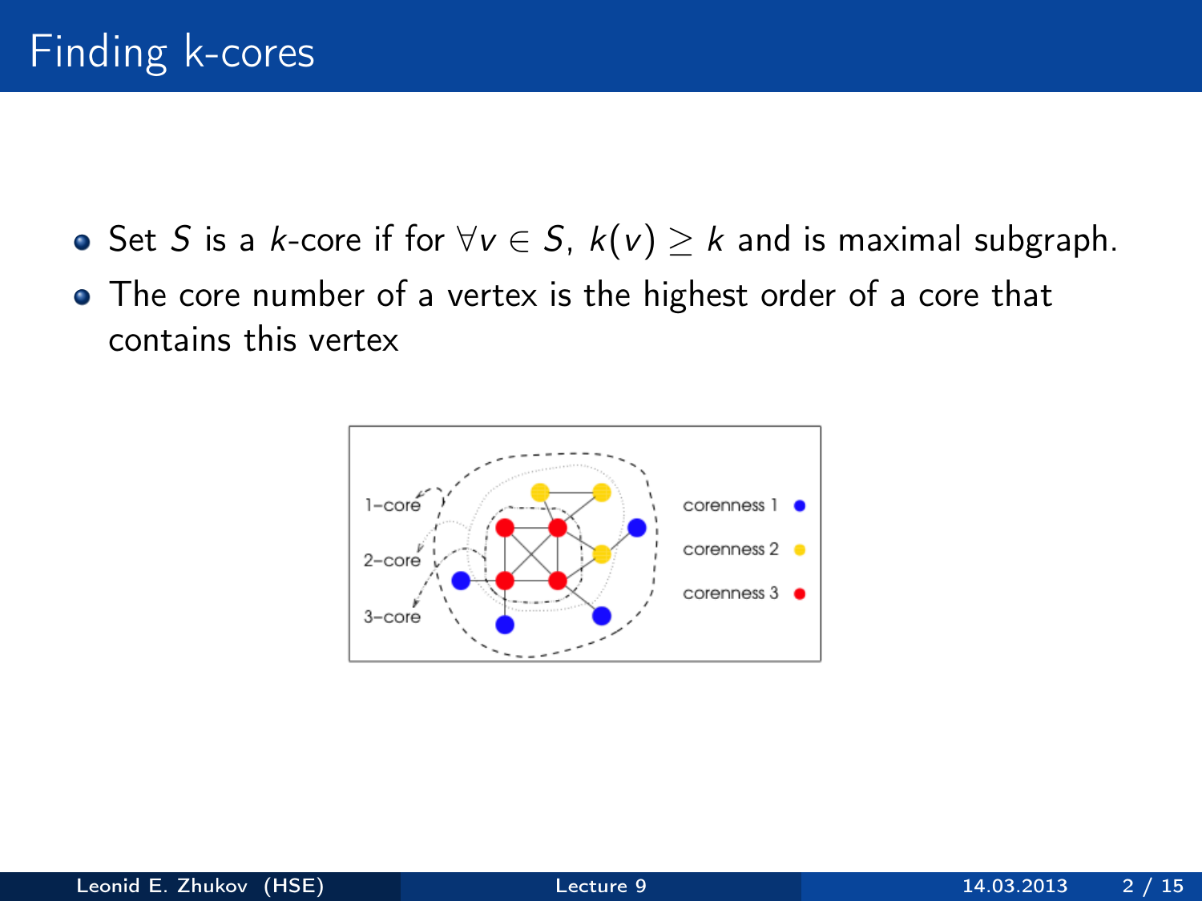# Finding k-cores

- Set $S$ is a $k$-core if for $\forall v \in S$, $k(v) \geq k$ and is maximal subgraph.
- The core number of a vertex is the highest order of a core that contains this vertex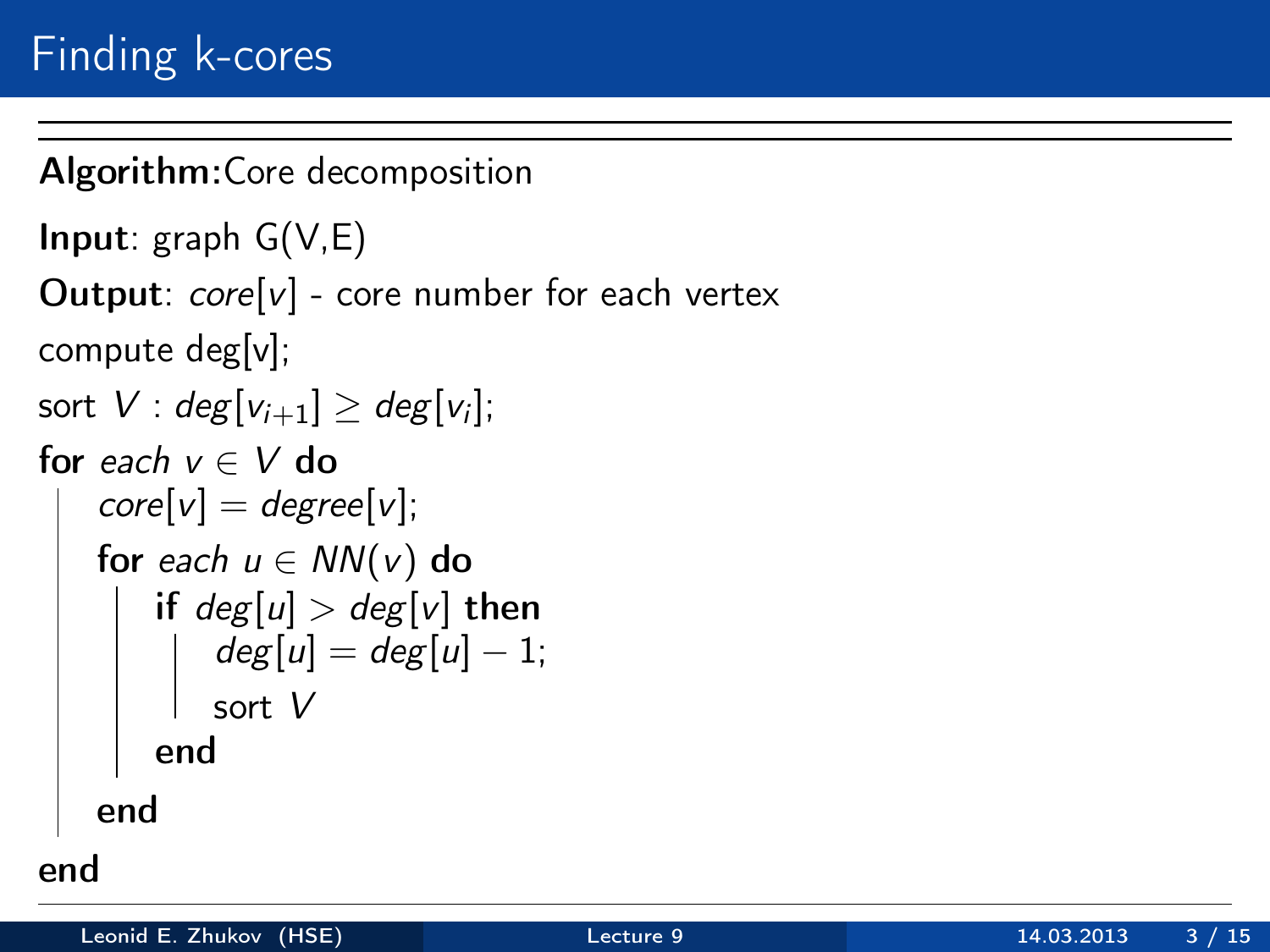# Finding k-cores

**Algorithm:** Core decomposition

**Input**: graph G(V,E)

**Output**: *core*[*v*] - core number for each vertex

```
compute deg[v];
sort V : deg[v_{i+1}] ≥ deg[v_i];
for each v ∈ V do
    core[v] = degree[v];
    for each u ∈ NN(v) do
        if deg[u] > deg[v] then
            deg[u] = deg[u] − 1;
            sort V
        end
    end
end
```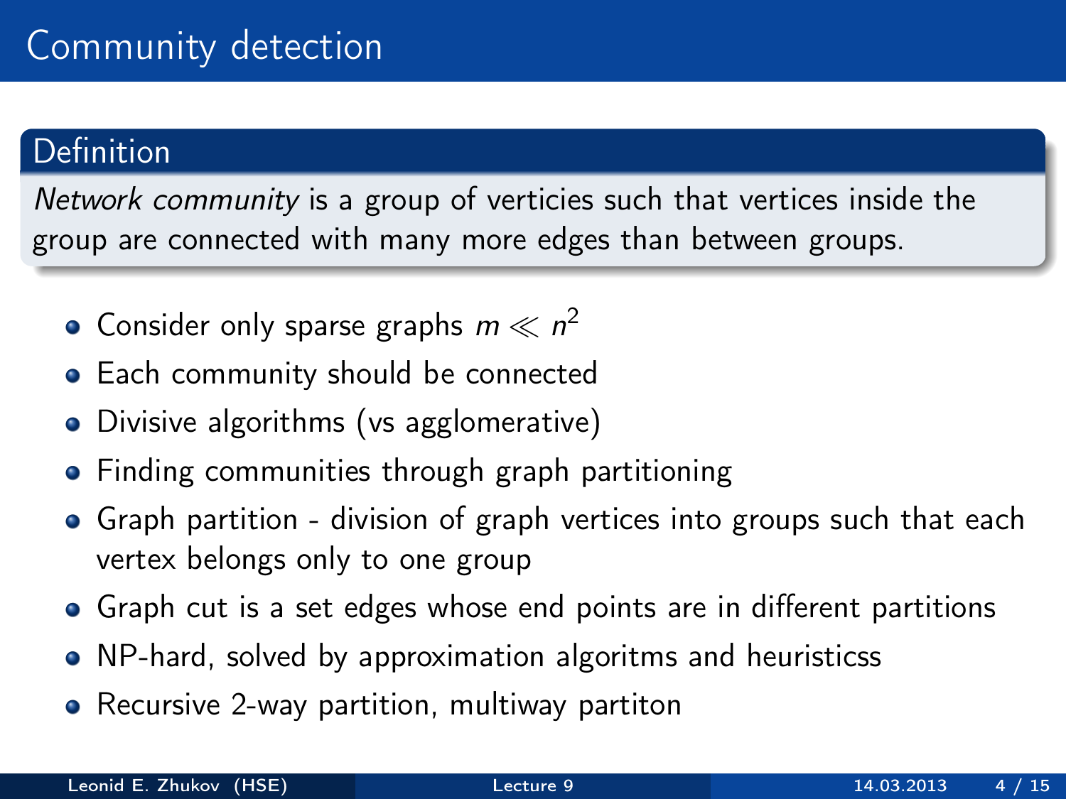# Community detection

## Definition

*Network community* is a group of verticies such that vertices inside the group are connected with many more edges than between groups.

- Consider only sparse graphs $m \ll n^2$
- Each community should be connected
- Divisive algorithms (vs agglomerative)
- Finding communities through graph partitioning
- Graph partition - division of graph vertices into groups such that each vertex belongs only to one group
- Graph cut is a set edges whose end points are in different partitions
- NP-hard, solved by approximation algoritms and heuristicss
- Recursive 2-way partition, multiway partiton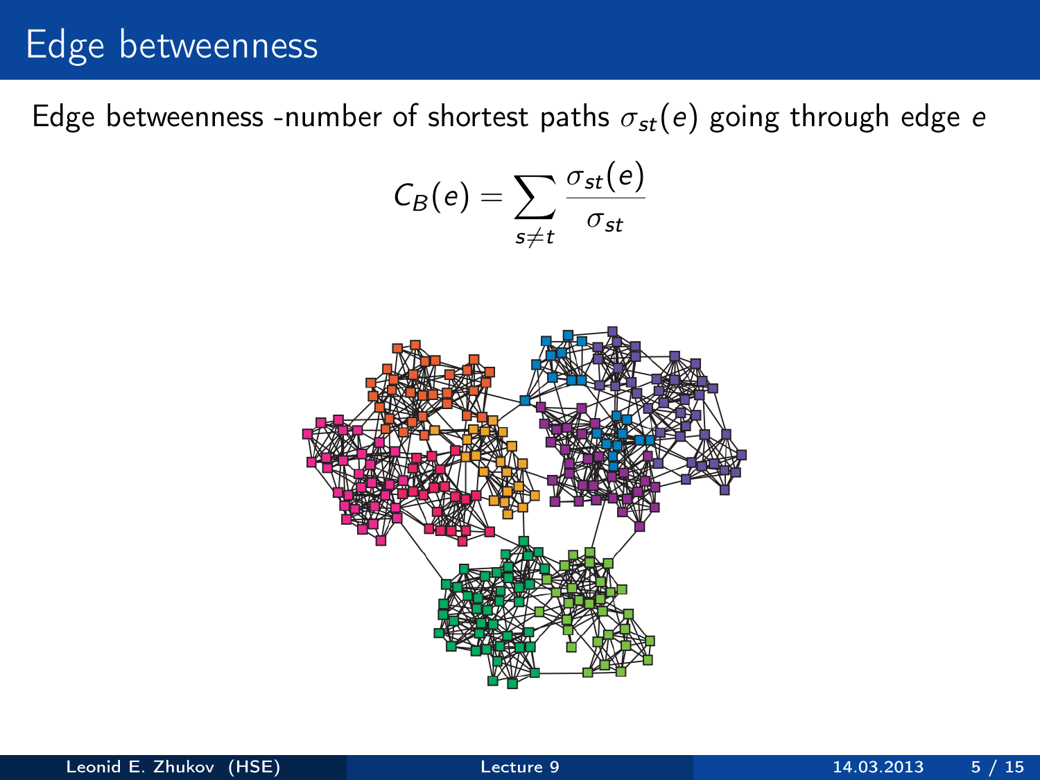# Edge betweenness

Edge betweenness -number of shortest paths $\sigma_{st}(e)$ going through edge $e$

$$C_B(e) = \sum_{s \neq t} \frac{\sigma_{st}(e)}{\sigma_{st}}$$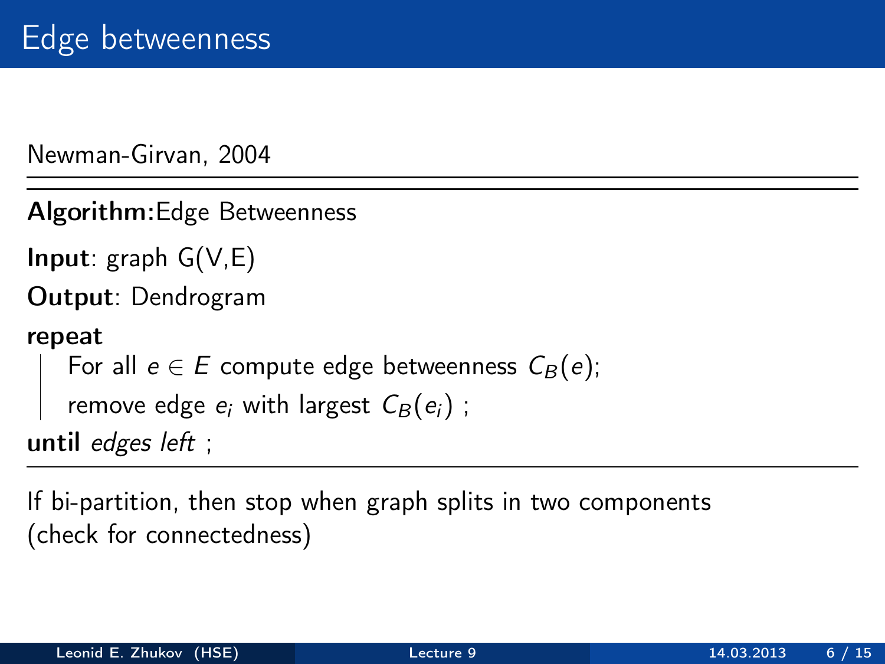# Edge betweenness

Newman-Girvan, 2004

---

**Algorithm:** Edge Betweenness

**Input**: graph G(V,E)

**Output**: Dendrogram

**repeat**

  For all $e \in E$ compute edge betweenness $C_B(e)$;

  remove edge $e_i$ with largest $C_B(e_i)$ ;

**until** *edges left* ;

---

If bi-partition, then stop when graph splits in two components (check for connectedness)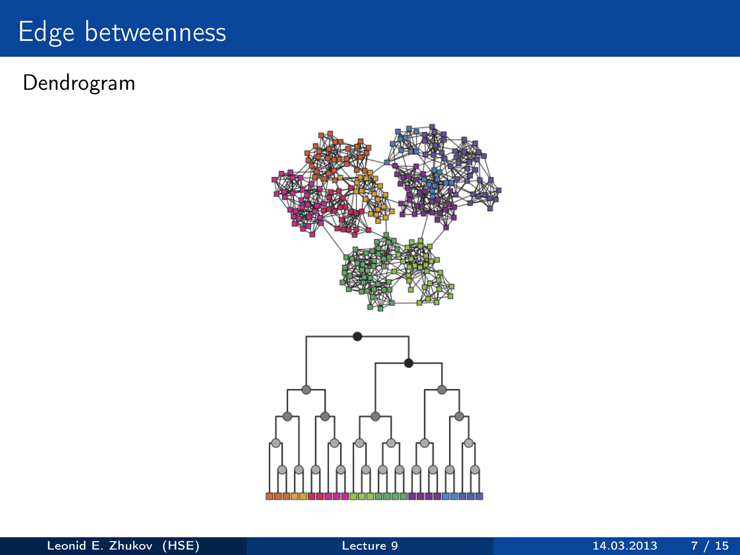# Edge betweenness

Dendrogram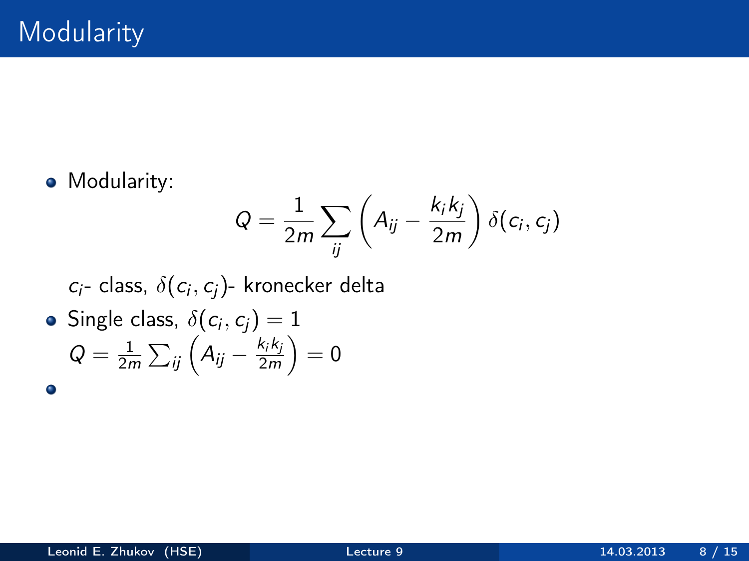# Modularity

- Modularity:

$$Q = \frac{1}{2m} \sum_{ij} \left( A_{ij} - \frac{k_i k_j}{2m} \right) \delta(c_i, c_j)$$

  $c_i$- class, $\delta(c_i, c_j)$- kronecker delta

- Single class, $\delta(c_i, c_j) = 1$

  $Q = \frac{1}{2m} \sum_{ij} \left( A_{ij} - \frac{k_i k_j}{2m} \right) = 0$

-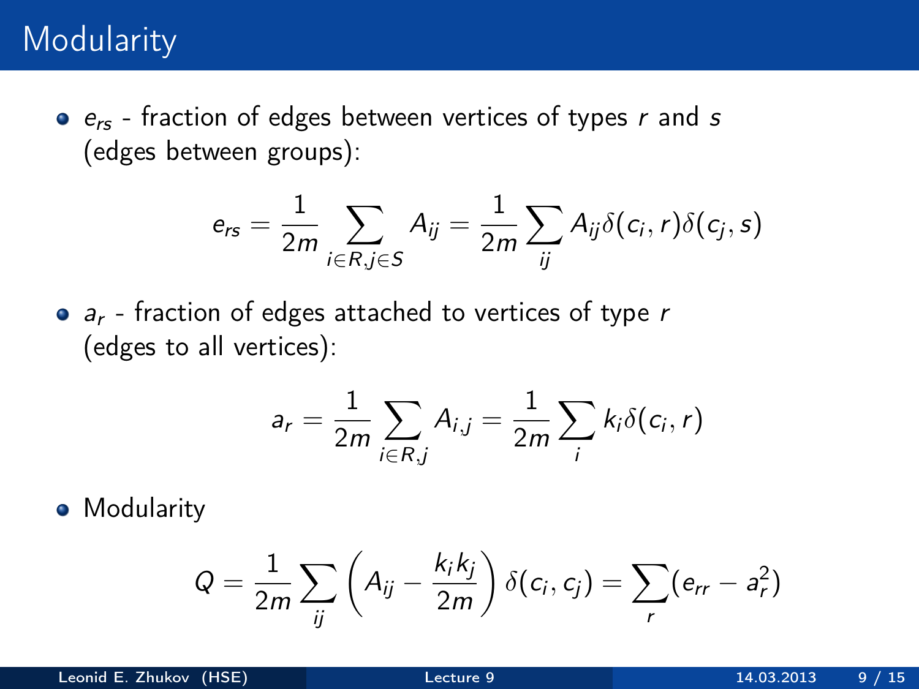# Modularity

- $e_{rs}$ - fraction of edges between vertices of types $r$ and $s$ (edges between groups):

$$e_{rs} = \frac{1}{2m} \sum_{i \in R, j \in S} A_{ij} = \frac{1}{2m} \sum_{ij} A_{ij} \delta(c_i, r) \delta(c_j, s)$$

- $a_r$ - fraction of edges attached to vertices of type $r$ (edges to all vertices):

$$a_r = \frac{1}{2m} \sum_{i \in R, j} A_{i,j} = \frac{1}{2m} \sum_{i} k_i \delta(c_i, r)$$

- Modularity

$$Q = \frac{1}{2m} \sum_{ij} \left( A_{ij} - \frac{k_i k_j}{2m} \right) \delta(c_i, c_j) = \sum_r (e_{rr} - a_r^2)$$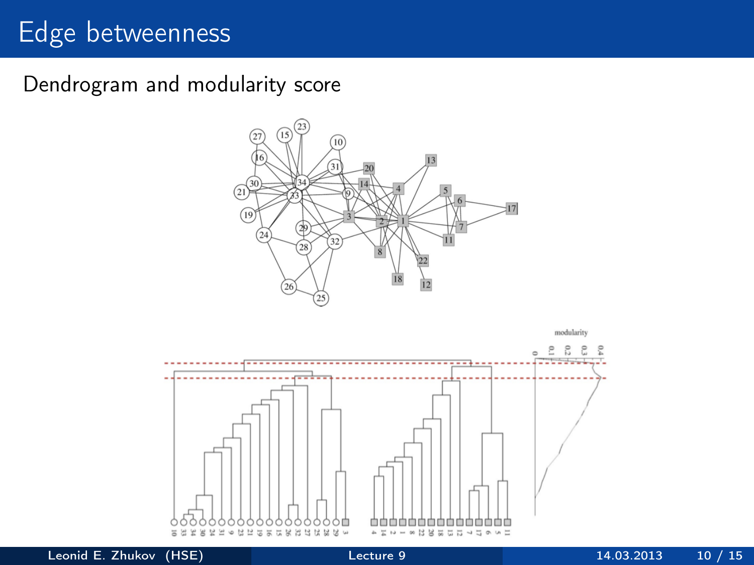# Edge betweenness

Dendrogram and modularity score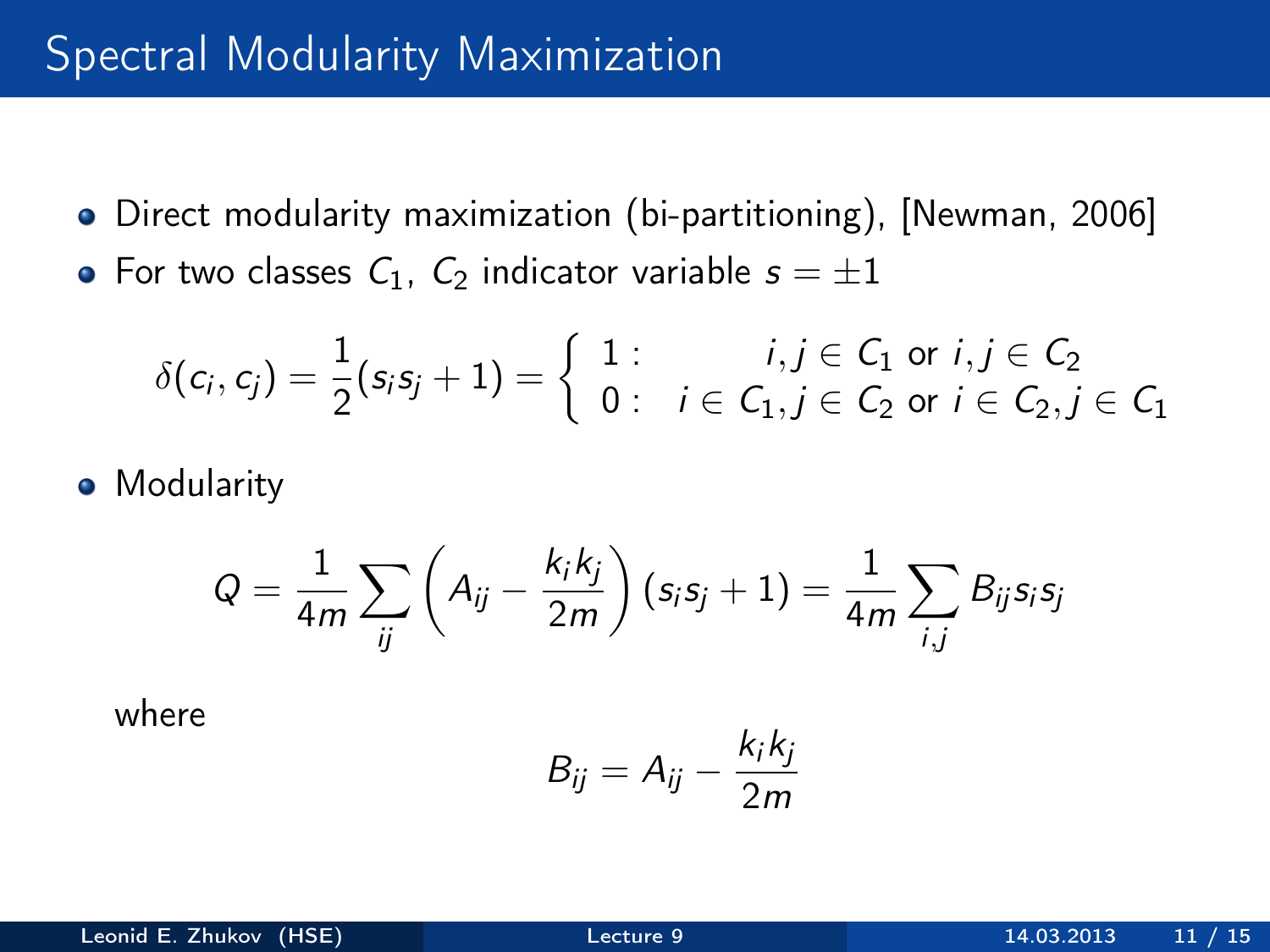# Spectral Modularity Maximization

- Direct modularity maximization (bi-partitioning), [Newman, 2006]
- For two classes $C_1$, $C_2$ indicator variable $s = \pm 1$

$$\delta(c_i, c_j) = \frac{1}{2}(s_i s_j + 1) = \begin{cases} 1: & i, j \in C_1 \text{ or } i, j \in C_2 \\ 0: & i \in C_1, j \in C_2 \text{ or } i \in C_2, j \in C_1 \end{cases}$$

- Modularity

$$Q = \frac{1}{4m} \sum_{ij} \left( A_{ij} - \frac{k_i k_j}{2m} \right) (s_i s_j + 1) = \frac{1}{4m} \sum_{i,j} B_{ij} s_i s_j$$

where

$$B_{ij} = A_{ij} - \frac{k_i k_j}{2m}$$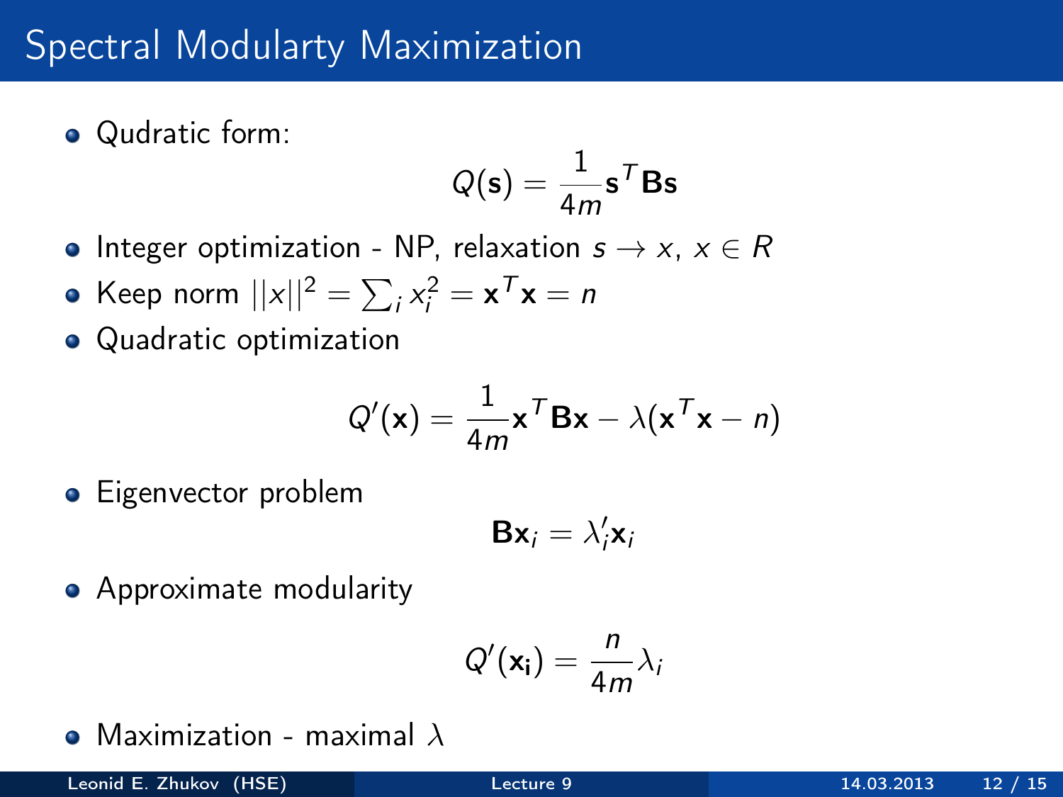# Spectral Modularty Maximization

- Qudratic form:

$$Q(\mathbf{s}) = \frac{1}{4m}\mathbf{s}^T\mathbf{B}\mathbf{s}$$

- Integer optimization - NP, relaxation $s \rightarrow x$, $x \in R$
- Keep norm $||x||^2 = \sum_i x_i^2 = \mathbf{x}^T\mathbf{x} = n$
- Quadratic optimization

$$Q'(\mathbf{x}) = \frac{1}{4m}\mathbf{x}^T\mathbf{B}\mathbf{x} - \lambda(\mathbf{x}^T\mathbf{x} - n)$$

- Eigenvector problem

$$\mathbf{B}\mathbf{x}_i = \lambda'_i\mathbf{x}_i$$

- Approximate modularity

$$Q'(\mathbf{x_i}) = \frac{n}{4m}\lambda_i$$

- Maximization - maximal $\lambda$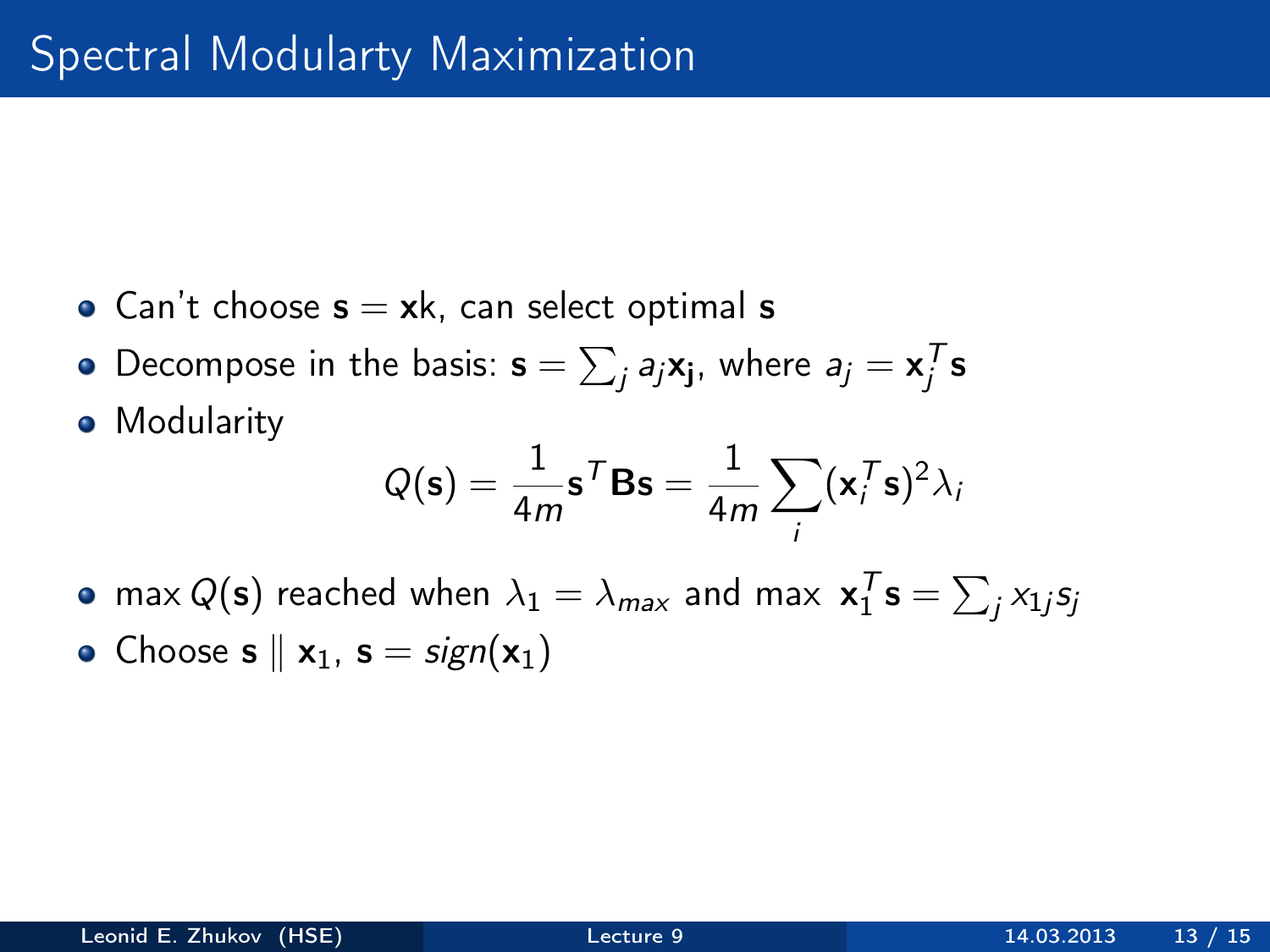# Spectral Modularty Maximization

- Can't choose $\mathbf{s} = \mathbf{x}k$, can select optimal $\mathbf{s}$
- Decompose in the basis: $\mathbf{s} = \sum_j a_j \mathbf{x_j}$, where $a_j = \mathbf{x}_j^T \mathbf{s}$
- Modularity

$$Q(\mathbf{s}) = \frac{1}{4m} \mathbf{s}^T \mathbf{B} \mathbf{s} = \frac{1}{4m} \sum_i (\mathbf{x}_i^T \mathbf{s})^2 \lambda_i$$

- $\max Q(\mathbf{s})$ reached when $\lambda_1 = \lambda_{max}$ and max $\mathbf{x}_1^T \mathbf{s} = \sum_j x_{1j} s_j$
- Choose $\mathbf{s} \parallel \mathbf{x}_1$, $\mathbf{s} = sign(\mathbf{x}_1)$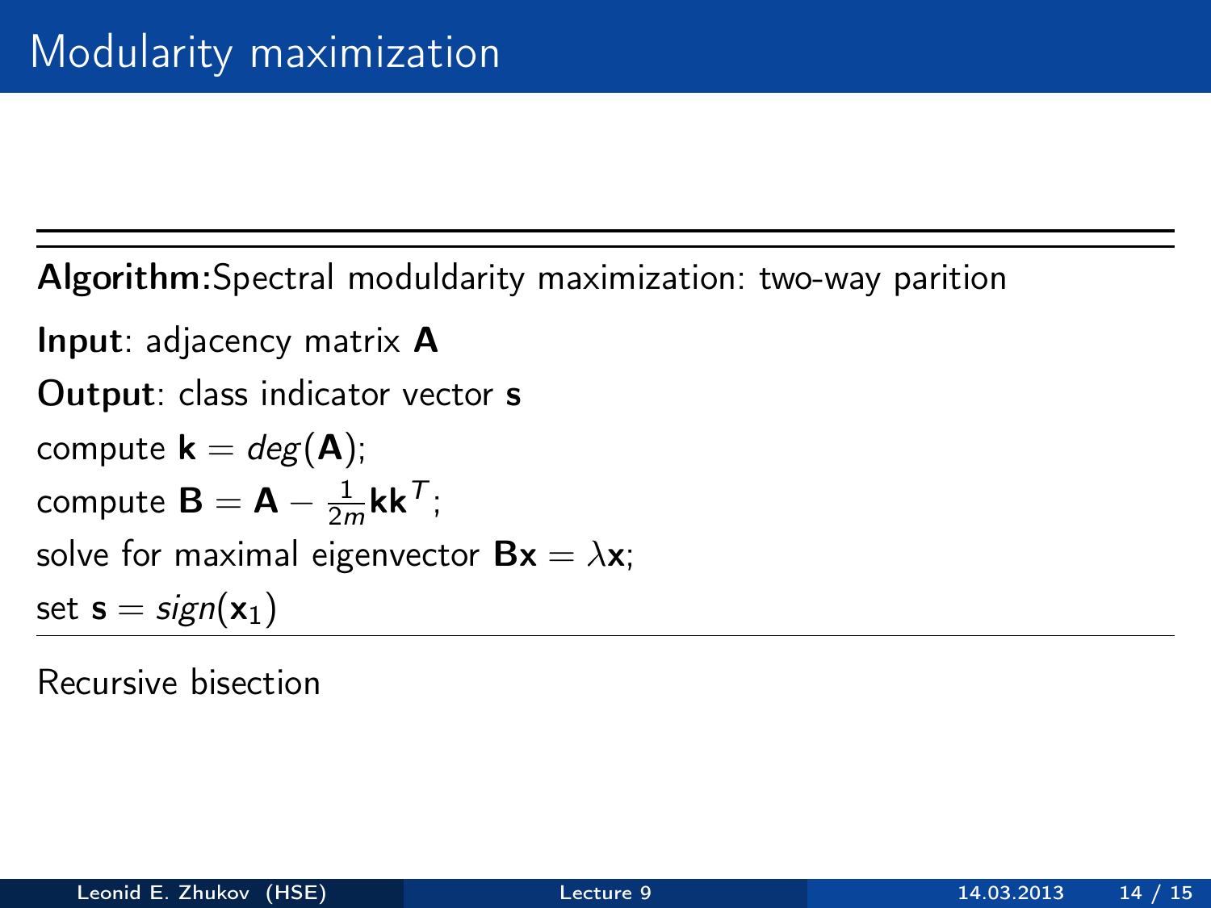# Modularity maximization

---

**Algorithm:** Spectral moduldarity maximization: two-way parition

**Input**: adjacency matrix $\mathbf{A}$

**Output**: class indicator vector $\mathbf{s}$

compute $\mathbf{k} = deg(\mathbf{A})$;

compute $\mathbf{B} = \mathbf{A} - \frac{1}{2m}\mathbf{k}\mathbf{k}^T$;

solve for maximal eigenvector $\mathbf{B}\mathbf{x} = \lambda\mathbf{x}$;

set $\mathbf{s} = sign(\mathbf{x}_1)$

---

Recursive bisection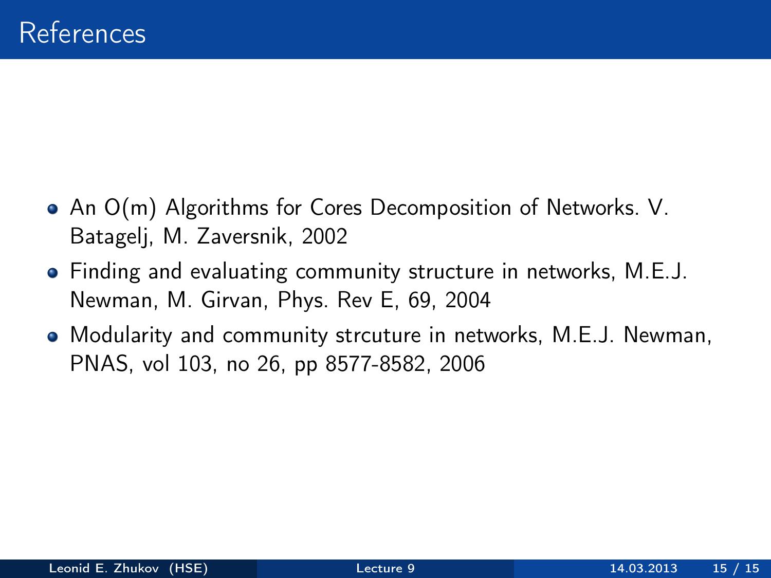# References

- An O(m) Algorithms for Cores Decomposition of Networks. V. Batagelj, M. Zaversnik, 2002
- Finding and evaluating community structure in networks, M.E.J. Newman, M. Girvan, Phys. Rev E, 69, 2004
- Modularity and community strcuture in networks, M.E.J. Newman, PNAS, vol 103, no 26, pp 8577-8582, 2006